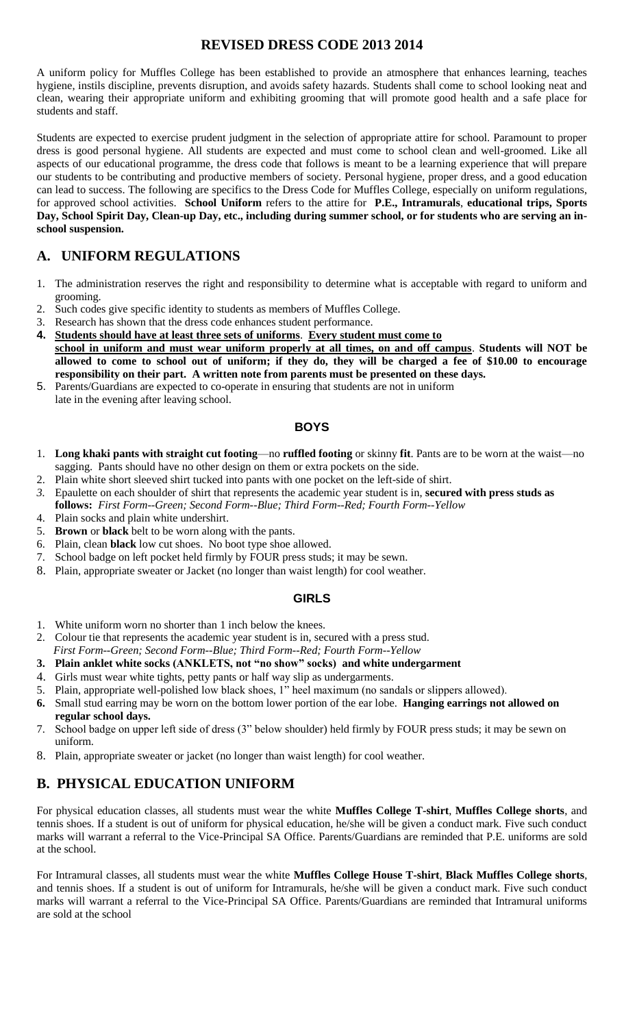# REVISED DRESS CODE 2013 2014

A uniform policy for Muffles College has been established to provide an atmosphere that enhances learning, teaches hygiene, instils discipline, prevents disruption, and avoids safety hazards. Students shall come to school looking neat and clean, wearing their appropriate uniform and exhibiting grooming that will promote good health and a safe place for students and staff.

Students are expected to exercise prudent judgment in the selection of appropriate attire for school. Paramount to proper dress is good personal hygiene. All students are expected and must come to school clean and well-groomed. Like all aspects of our educational programme, the dress code that follows is meant to be a learning experience that will prepare our students to be contributing and productive members of society. Personal hygiene, proper dress, and a good education can lead to success. The following are specifics to the Dress Code for Muffles College, especially on uniform regulations, for approved school activities. **School Uniform** refers to the attire for **P.E., Intramurals**, **educational trips, Sports Day, School Spirit Day, Clean-up Day, etc., including during summer school, or for students who are serving an in-school suspension.**

## A. UNIFORM REGULATIONS

1. The administration reserves the right and responsibility to determine what is acceptable with regard to uniform and grooming.
2. Such codes give specific identity to students as members of Muffles College.
3. Research has shown that the dress code enhances student performance.
4. **Students should have at least three sets of uniforms**. **Every student must come to school in uniform and must wear uniform properly at all times, on and off campus**. **Students will NOT be allowed to come to school out of uniform; if they do, they will be charged a fee of $10.00 to encourage responsibility on their part. A written note from parents must be presented on these days.**
5. Parents/Guardians are expected to co-operate in ensuring that students are not in uniform late in the evening after leaving school.

### BOYS

1. **Long khaki pants with straight cut footing**—no **ruffled footing** or skinny **fit**. Pants are to be worn at the waist—no sagging. Pants should have no other design on them or extra pockets on the side.
2. Plain white short sleeved shirt tucked into pants with one pocket on the left-side of shirt.
3. Epaulette on each shoulder of shirt that represents the academic year student is in, **secured with press studs as follows:** *First Form--Green; Second Form--Blue; Third Form--Red; Fourth Form--Yellow*
4. Plain socks and plain white undershirt.
5. **Brown** or **black** belt to be worn along with the pants.
6. Plain, clean **black** low cut shoes. No boot type shoe allowed.
7. School badge on left pocket held firmly by FOUR press studs; it may be sewn.
8. Plain, appropriate sweater or Jacket (no longer than waist length) for cool weather.

### GIRLS

1. White uniform worn no shorter than 1 inch below the knees.
2. Colour tie that represents the academic year student is in, secured with a press stud. *First Form--Green; Second Form--Blue; Third Form--Red; Fourth Form--Yellow*
3. **Plain anklet white socks (ANKLETS, not "no show" socks) and white undergarment**
4. Girls must wear white tights, petty pants or half way slip as undergarments.
5. Plain, appropriate well-polished low black shoes, 1" heel maximum (no sandals or slippers allowed).
6. Small stud earring may be worn on the bottom lower portion of the ear lobe. **Hanging earrings not allowed on regular school days.**
7. School badge on upper left side of dress (3" below shoulder) held firmly by FOUR press studs; it may be sewn on uniform.
8. Plain, appropriate sweater or jacket (no longer than waist length) for cool weather.

## B. PHYSICAL EDUCATION UNIFORM

For physical education classes, all students must wear the white **Muffles College T-shirt**, **Muffles College shorts**, and tennis shoes. If a student is out of uniform for physical education, he/she will be given a conduct mark. Five such conduct marks will warrant a referral to the Vice-Principal SA Office. Parents/Guardians are reminded that P.E. uniforms are sold at the school.

For Intramural classes, all students must wear the white **Muffles College House T-shirt**, **Black Muffles College shorts**, and tennis shoes. If a student is out of uniform for Intramurals, he/she will be given a conduct mark. Five such conduct marks will warrant a referral to the Vice-Principal SA Office. Parents/Guardians are reminded that Intramural uniforms are sold at the school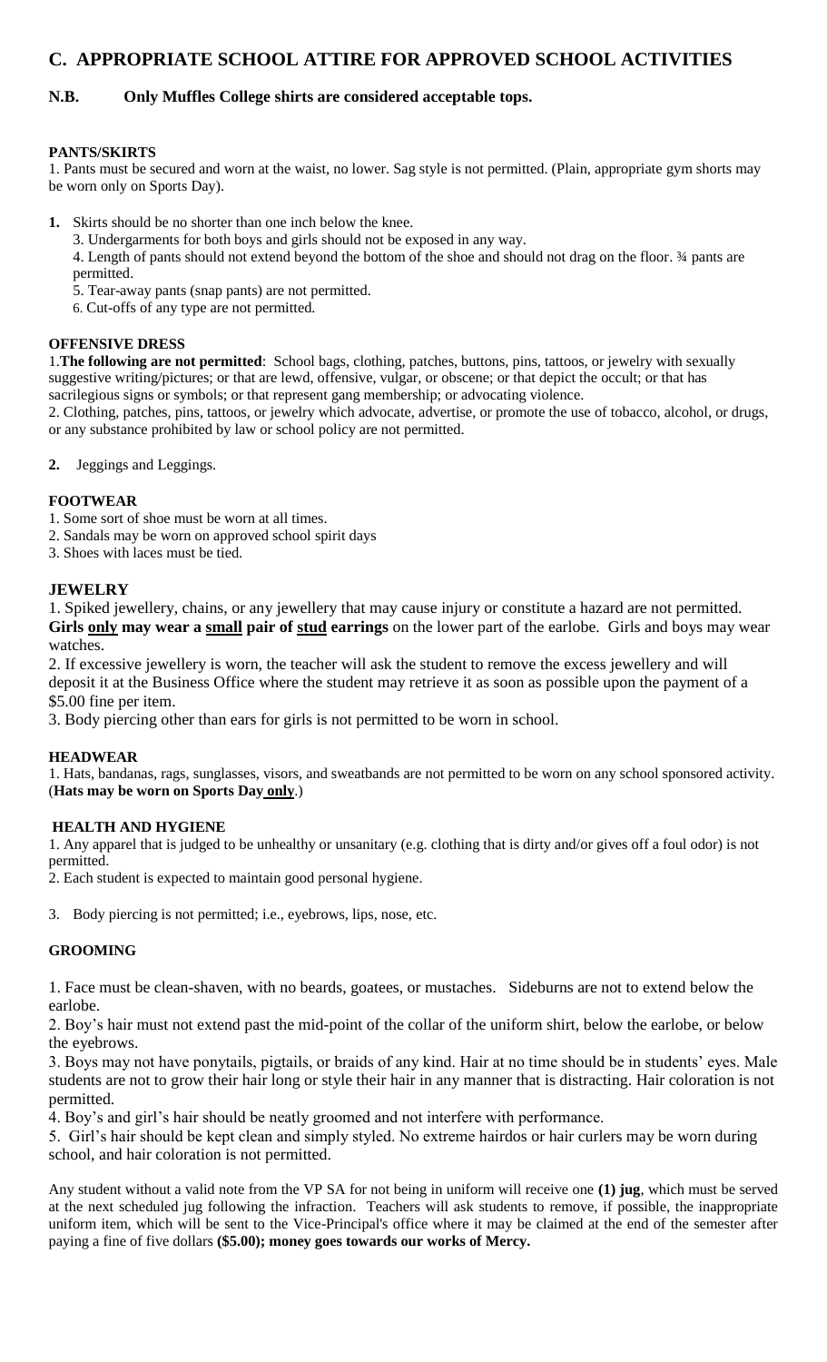## C. APPROPRIATE SCHOOL ATTIRE FOR APPROVED SCHOOL ACTIVITIES

### N.B. Only Muffles College shirts are considered acceptable tops.

**PANTS/SKIRTS**

1. Pants must be secured and worn at the waist, no lower. Sag style is not permitted. (Plain, appropriate gym shorts may be worn only on Sports Day).

**1.** Skirts should be no shorter than one inch below the knee.

3. Undergarments for both boys and girls should not be exposed in any way.

4. Length of pants should not extend beyond the bottom of the shoe and should not drag on the floor. ¾ pants are permitted.

5. Tear-away pants (snap pants) are not permitted.

6. Cut-offs of any type are not permitted.

**OFFENSIVE DRESS**

1. **The following are not permitted**: School bags, clothing, patches, buttons, pins, tattoos, or jewelry with sexually suggestive writing/pictures; or that are lewd, offensive, vulgar, or obscene; or that depict the occult; or that has sacrilegious signs or symbols; or that represent gang membership; or advocating violence.

2. Clothing, patches, pins, tattoos, or jewelry which advocate, advertise, or promote the use of tobacco, alcohol, or drugs, or any substance prohibited by law or school policy are not permitted.

**2.** Jeggings and Leggings.

**FOOTWEAR**

1. Some sort of shoe must be worn at all times.
2. Sandals may be worn on approved school spirit days
3. Shoes with laces must be tied.

**JEWELRY**

1. Spiked jewellery, chains, or any jewellery that may cause injury or constitute a hazard are not permitted. **Girls <u>only</u> may wear a <u>small</u> pair of <u>stud</u> earrings** on the lower part of the earlobe. Girls and boys may wear watches.

2. If excessive jewellery is worn, the teacher will ask the student to remove the excess jewellery and will deposit it at the Business Office where the student may retrieve it as soon as possible upon the payment of a $5.00 fine per item.

3. Body piercing other than ears for girls is not permitted to be worn in school.

**HEADWEAR**

1. Hats, bandanas, rags, sunglasses, visors, and sweatbands are not permitted to be worn on any school sponsored activity. (**Hats may be worn on Sports Day <u>only</u>**.)

**HEALTH AND HYGIENE**

1. Any apparel that is judged to be unhealthy or unsanitary (e.g. clothing that is dirty and/or gives off a foul odor) is not permitted.

2. Each student is expected to maintain good personal hygiene.

3. Body piercing is not permitted; i.e., eyebrows, lips, nose, etc.

**GROOMING**

1. Face must be clean-shaven, with no beards, goatees, or mustaches. Sideburns are not to extend below the earlobe.

2. Boy's hair must not extend past the mid-point of the collar of the uniform shirt, below the earlobe, or below the eyebrows.

3. Boys may not have ponytails, pigtails, or braids of any kind. Hair at no time should be in students' eyes. Male students are not to grow their hair long or style their hair in any manner that is distracting. Hair coloration is not permitted.

4. Boy's and girl's hair should be neatly groomed and not interfere with performance.

5. Girl's hair should be kept clean and simply styled. No extreme hairdos or hair curlers may be worn during school, and hair coloration is not permitted.

Any student without a valid note from the VP SA for not being in uniform will receive one **(1) jug**, which must be served at the next scheduled jug following the infraction. Teachers will ask students to remove, if possible, the inappropriate uniform item, which will be sent to the Vice-Principal's office where it may be claimed at the end of the semester after paying a fine of five dollars **($5.00); money goes towards our works of Mercy.**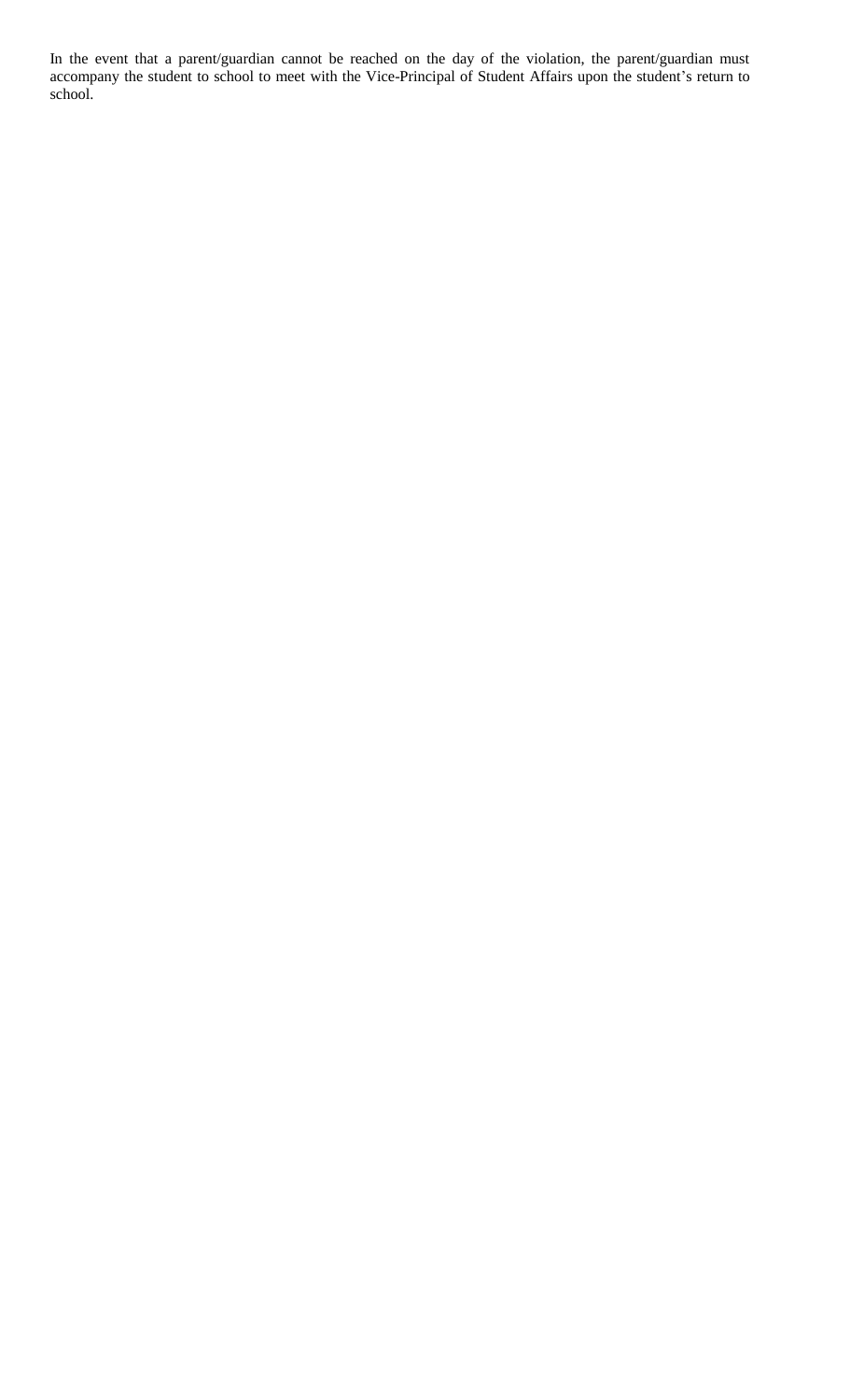In the event that a parent/guardian cannot be reached on the day of the violation, the parent/guardian must accompany the student to school to meet with the Vice-Principal of Student Affairs upon the student's return to school.